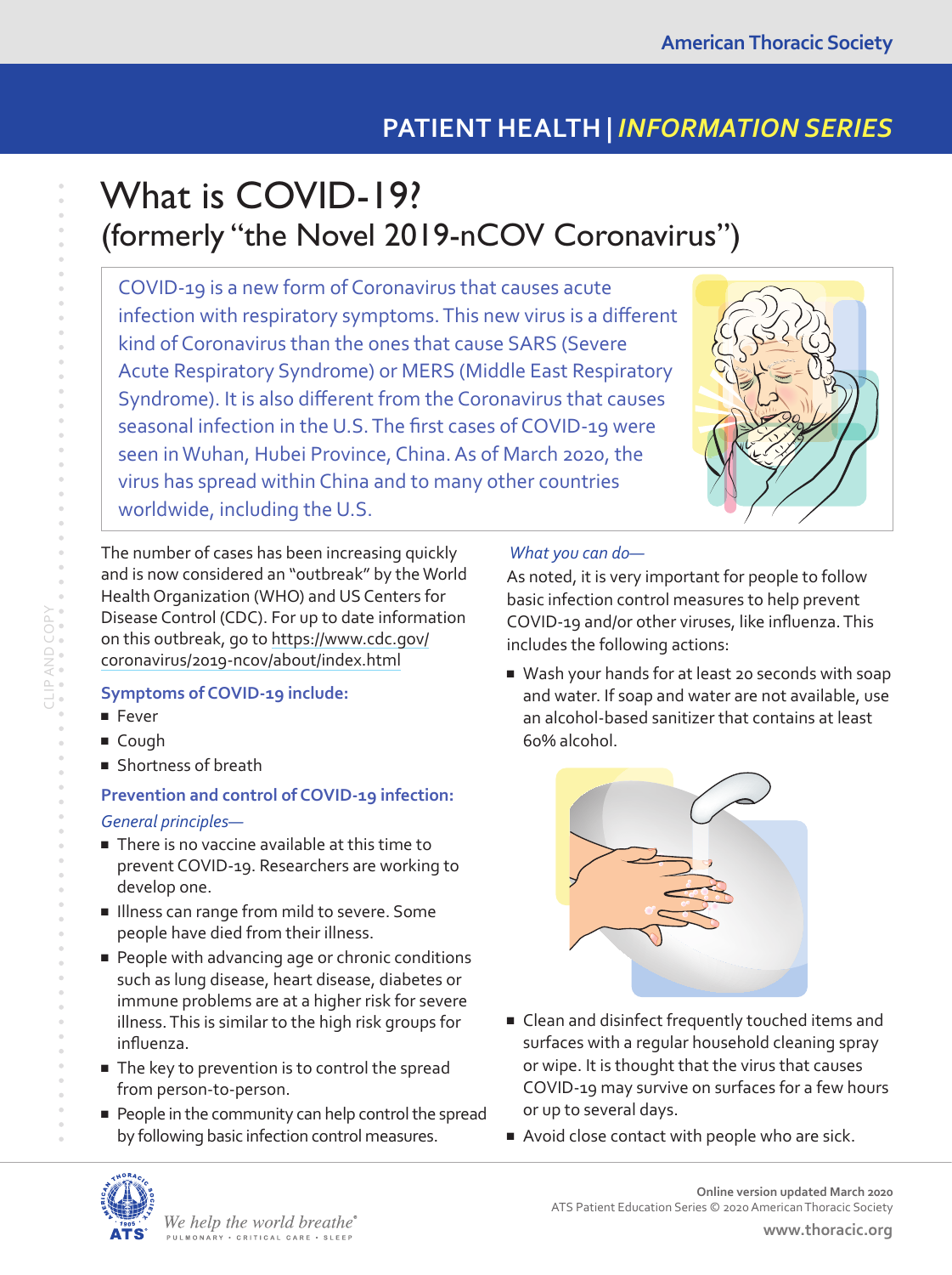# What is COVID-19?
## (formerly "the Novel 2019-nCOV Coronavirus")

COVID-19 is a new form of Coronavirus that causes acute infection with respiratory symptoms. This new virus is a different kind of Coronavirus than the ones that cause SARS (Severe Acute Respiratory Syndrome) or MERS (Middle East Respiratory Syndrome). It is also different from the Coronavirus that causes seasonal infection in the U.S. The first cases of COVID-19 were seen in Wuhan, Hubei Province, China. As of March 2020, the virus has spread within China and to many other countries worldwide, including the U.S.

The number of cases has been increasing quickly and is now considered an "outbreak" by the World Health Organization (WHO) and US Centers for Disease Control (CDC). For up to date information on this outbreak, go to https://www.cdc.gov/coronavirus/2019-ncov/about/index.html

### Symptoms of COVID-19 include:

- Fever
- Cough
- Shortness of breath

### Prevention and control of COVID-19 infection:

*General principles—*

- There is no vaccine available at this time to prevent COVID-19. Researchers are working to develop one.
- Illness can range from mild to severe. Some people have died from their illness.
- People with advancing age or chronic conditions such as lung disease, heart disease, diabetes or immune problems are at a higher risk for severe illness. This is similar to the high risk groups for influenza.
- The key to prevention is to control the spread from person-to-person.
- People in the community can help control the spread by following basic infection control measures.

*What you can do—*

As noted, it is very important for people to follow basic infection control measures to help prevent COVID-19 and/or other viruses, like influenza. This includes the following actions:

- Wash your hands for at least 20 seconds with soap and water. If soap and water are not available, use an alcohol-based sanitizer that contains at least 60% alcohol.
- Clean and disinfect frequently touched items and surfaces with a regular household cleaning spray or wipe. It is thought that the virus that causes COVID-19 may survive on surfaces for a few hours or up to several days.
- Avoid close contact with people who are sick.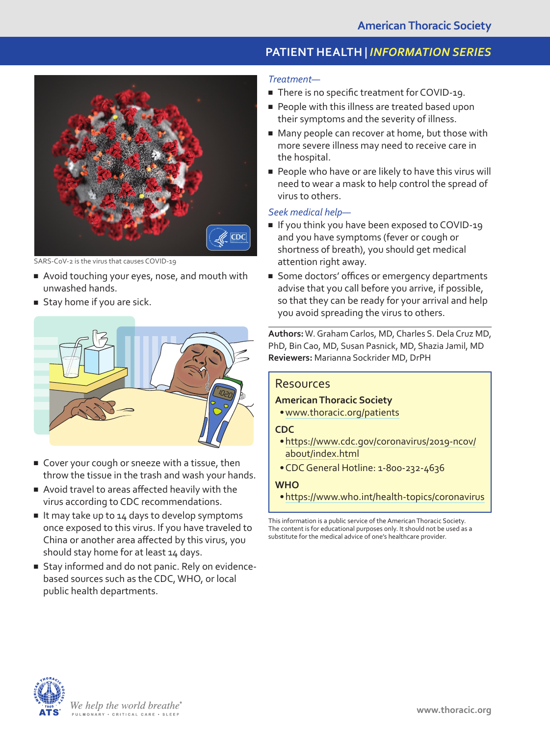SARS-CoV-2 is the virus that causes COVID-19

- Avoid touching your eyes, nose, and mouth with unwashed hands.
- Stay home if you are sick.
- Cover your cough or sneeze with a tissue, then throw the tissue in the trash and wash your hands.
- Avoid travel to areas affected heavily with the virus according to CDC recommendations.
- It may take up to 14 days to develop symptoms once exposed to this virus. If you have traveled to China or another area affected by this virus, you should stay home for at least 14 days.
- Stay informed and do not panic. Rely on evidence-based sources such as the CDC, WHO, or local public health departments.

*Treatment—*

- There is no specific treatment for COVID-19.
- People with this illness are treated based upon their symptoms and the severity of illness.
- Many people can recover at home, but those with more severe illness may need to receive care in the hospital.
- People who have or are likely to have this virus will need to wear a mask to help control the spread of virus to others.

*Seek medical help—*

- If you think you have been exposed to COVID-19 and you have symptoms (fever or cough or shortness of breath), you should get medical attention right away.
- Some doctors' offices or emergency departments advise that you call before you arrive, if possible, so that they can be ready for your arrival and help you avoid spreading the virus to others.

**Authors:** W. Graham Carlos, MD, Charles S. Dela Cruz MD, PhD, Bin Cao, MD, Susan Pasnick, MD, Shazia Jamil, MD
**Reviewers:** Marianna Sockrider MD, DrPH

## Resources

**American Thoracic Society**
- www.thoracic.org/patients

**CDC**
- https://www.cdc.gov/coronavirus/2019-ncov/about/index.html
- CDC General Hotline: 1-800-232-4636

**WHO**
- https://www.who.int/health-topics/coronavirus

This information is a public service of the American Thoracic Society. The content is for educational purposes only. It should not be used as a substitute for the medical advice of one's healthcare provider.